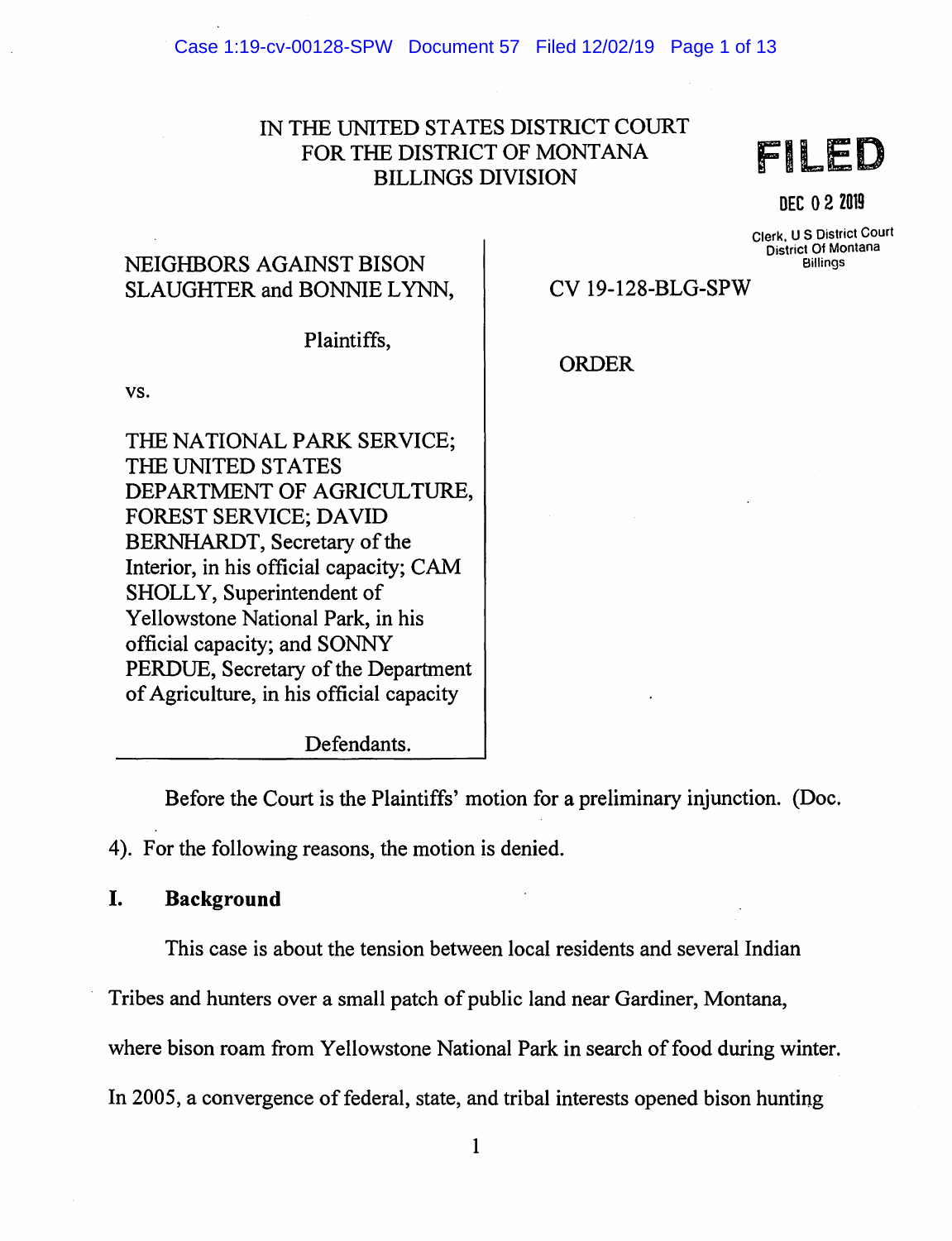IN THE UNITED STATES DISTRICT COURT
FOR THE DISTRICT OF MONTANA
BILLINGS DIVISION

FILED

DEC 0 2 2019

Clerk, U S District Court
District Of Montana
Billings

NEIGHBORS AGAINST BISON SLAUGHTER and BONNIE LYNN,

Plaintiffs,

vs.

THE NATIONAL PARK SERVICE; THE UNITED STATES DEPARTMENT OF AGRICULTURE, FOREST SERVICE; DAVID BERNHARDT, Secretary of the Interior, in his official capacity; CAM SHOLLY, Superintendent of Yellowstone National Park, in his official capacity; and SONNY PERDUE, Secretary of the Department of Agriculture, in his official capacity

Defendants.

CV 19-128-BLG-SPW

ORDER

Before the Court is the Plaintiffs' motion for a preliminary injunction. (Doc. 4). For the following reasons, the motion is denied.

## I. Background

This case is about the tension between local residents and several Indian Tribes and hunters over a small patch of public land near Gardiner, Montana, where bison roam from Yellowstone National Park in search of food during winter. In 2005, a convergence of federal, state, and tribal interests opened bison hunting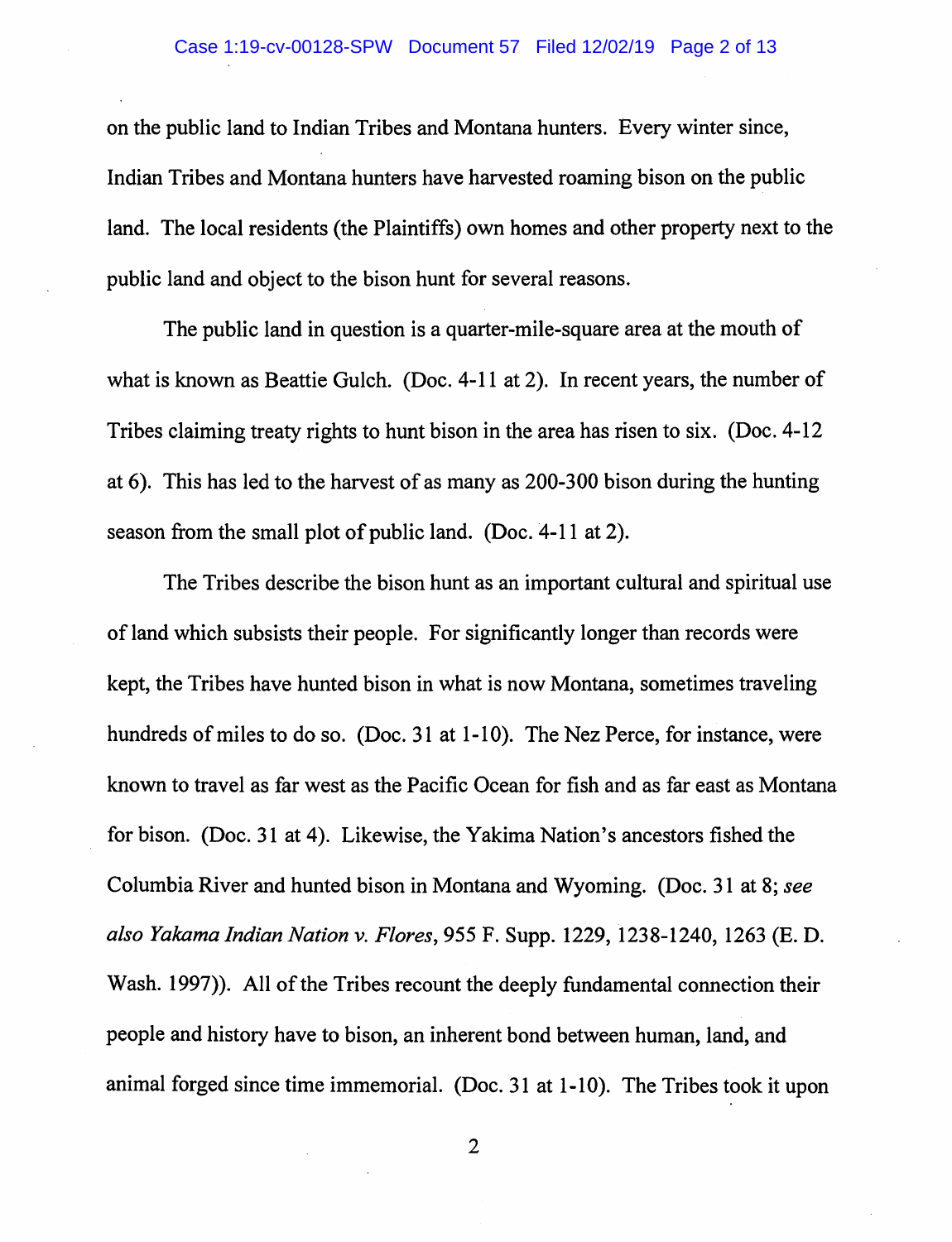on the public land to Indian Tribes and Montana hunters. Every winter since, Indian Tribes and Montana hunters have harvested roaming bison on the public land. The local residents (the Plaintiffs) own homes and other property next to the public land and object to the bison hunt for several reasons.

The public land in question is a quarter-mile-square area at the mouth of what is known as Beattie Gulch. (Doc. 4-11 at 2). In recent years, the number of Tribes claiming treaty rights to hunt bison in the area has risen to six. (Doc. 4-12 at 6). This has led to the harvest of as many as 200-300 bison during the hunting season from the small plot of public land. (Doc. 4-11 at 2).

The Tribes describe the bison hunt as an important cultural and spiritual use of land which subsists their people. For significantly longer than records were kept, the Tribes have hunted bison in what is now Montana, sometimes traveling hundreds of miles to do so. (Doc. 31 at 1-10). The Nez Perce, for instance, were known to travel as far west as the Pacific Ocean for fish and as far east as Montana for bison. (Doc. 31 at 4). Likewise, the Yakima Nation's ancestors fished the Columbia River and hunted bison in Montana and Wyoming. (Doc. 31 at 8; *see also Yakama Indian Nation v. Flores*, 955 F. Supp. 1229, 1238-1240, 1263 (E. D. Wash. 1997)). All of the Tribes recount the deeply fundamental connection their people and history have to bison, an inherent bond between human, land, and animal forged since time immemorial. (Doc. 31 at 1-10). The Tribes took it upon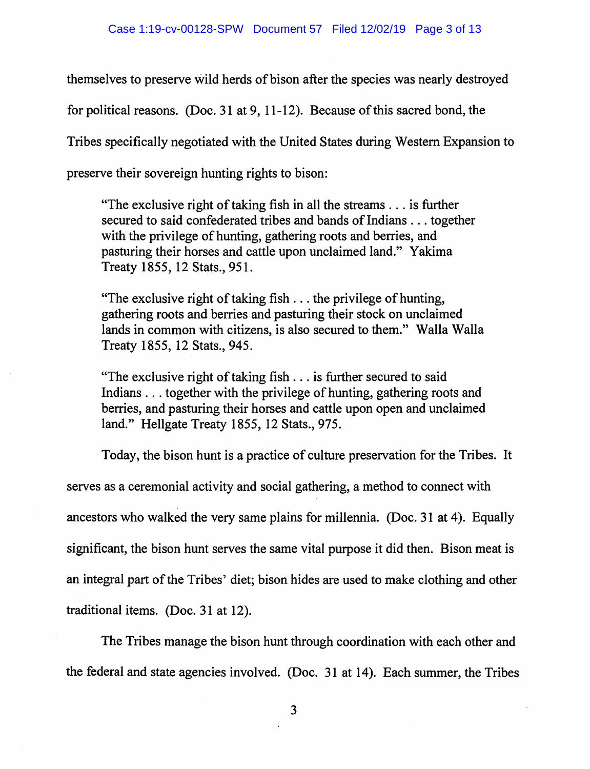themselves to preserve wild herds of bison after the species was nearly destroyed for political reasons. (Doc. 31 at 9, 11-12). Because of this sacred bond, the Tribes specifically negotiated with the United States during Western Expansion to preserve their sovereign hunting rights to bison:

> "The exclusive right of taking fish in all the streams . . . is further secured to said confederated tribes and bands of Indians . . . together with the privilege of hunting, gathering roots and berries, and pasturing their horses and cattle upon unclaimed land." Yakima Treaty 1855, 12 Stats., 951.

> "The exclusive right of taking fish . . . the privilege of hunting, gathering roots and berries and pasturing their stock on unclaimed lands in common with citizens, is also secured to them." Walla Walla Treaty 1855, 12 Stats., 945.

> "The exclusive right of taking fish . . . is further secured to said Indians . . . together with the privilege of hunting, gathering roots and berries, and pasturing their horses and cattle upon open and unclaimed land." Hellgate Treaty 1855, 12 Stats., 975.

Today, the bison hunt is a practice of culture preservation for the Tribes. It serves as a ceremonial activity and social gathering, a method to connect with ancestors who walked the very same plains for millennia. (Doc. 31 at 4). Equally significant, the bison hunt serves the same vital purpose it did then. Bison meat is an integral part of the Tribes' diet; bison hides are used to make clothing and other traditional items. (Doc. 31 at 12).

The Tribes manage the bison hunt through coordination with each other and the federal and state agencies involved. (Doc. 31 at 14). Each summer, the Tribes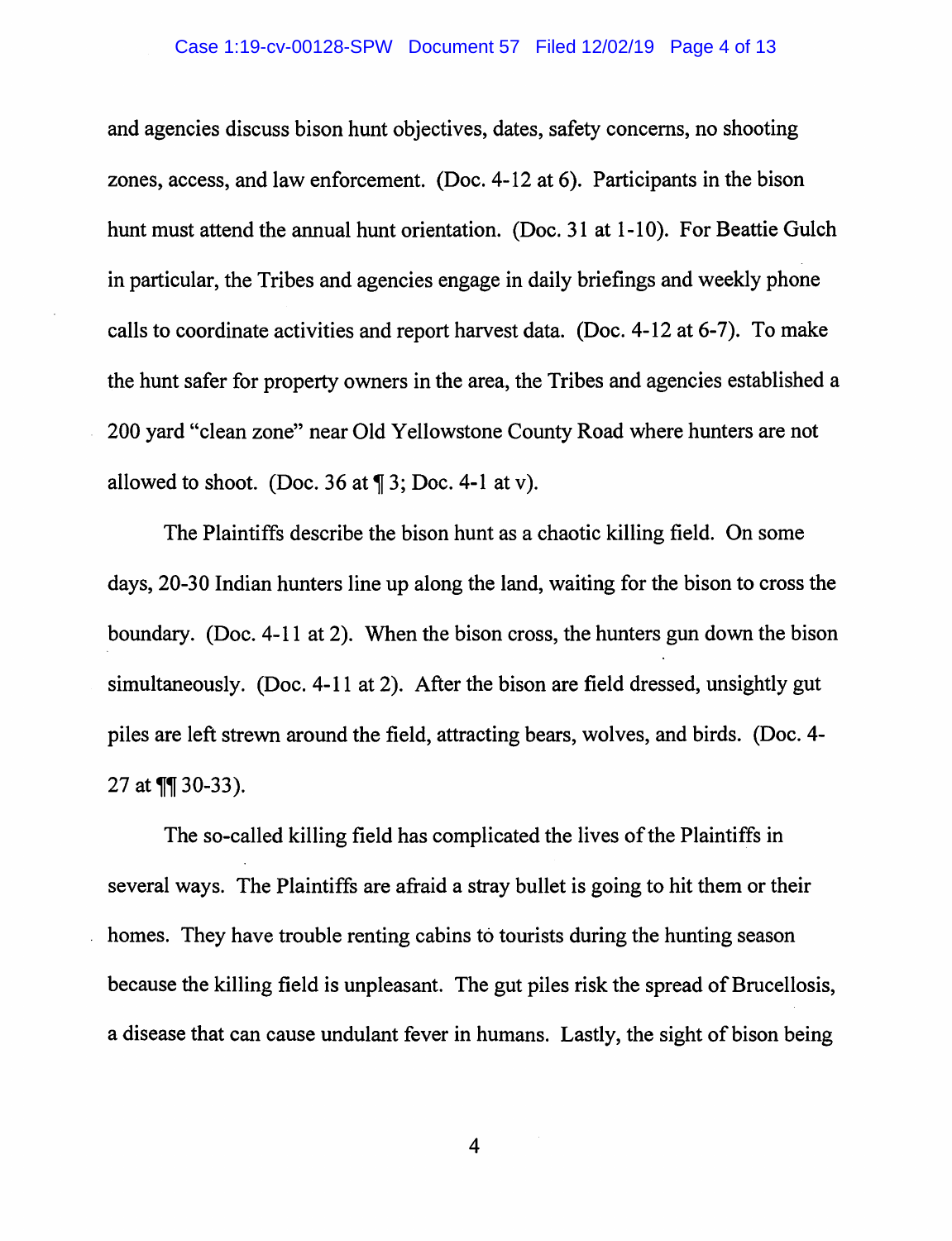and agencies discuss bison hunt objectives, dates, safety concerns, no shooting zones, access, and law enforcement. (Doc. 4-12 at 6). Participants in the bison hunt must attend the annual hunt orientation. (Doc. 31 at 1-10). For Beattie Gulch in particular, the Tribes and agencies engage in daily briefings and weekly phone calls to coordinate activities and report harvest data. (Doc. 4-12 at 6-7). To make the hunt safer for property owners in the area, the Tribes and agencies established a 200 yard "clean zone" near Old Yellowstone County Road where hunters are not allowed to shoot. (Doc. 36 at ¶ 3; Doc. 4-1 at v).

The Plaintiffs describe the bison hunt as a chaotic killing field. On some days, 20-30 Indian hunters line up along the land, waiting for the bison to cross the boundary. (Doc. 4-11 at 2). When the bison cross, the hunters gun down the bison simultaneously. (Doc. 4-11 at 2). After the bison are field dressed, unsightly gut piles are left strewn around the field, attracting bears, wolves, and birds. (Doc. 4-27 at ¶¶ 30-33).

The so-called killing field has complicated the lives of the Plaintiffs in several ways. The Plaintiffs are afraid a stray bullet is going to hit them or their homes. They have trouble renting cabins to tourists during the hunting season because the killing field is unpleasant. The gut piles risk the spread of Brucellosis, a disease that can cause undulant fever in humans. Lastly, the sight of bison being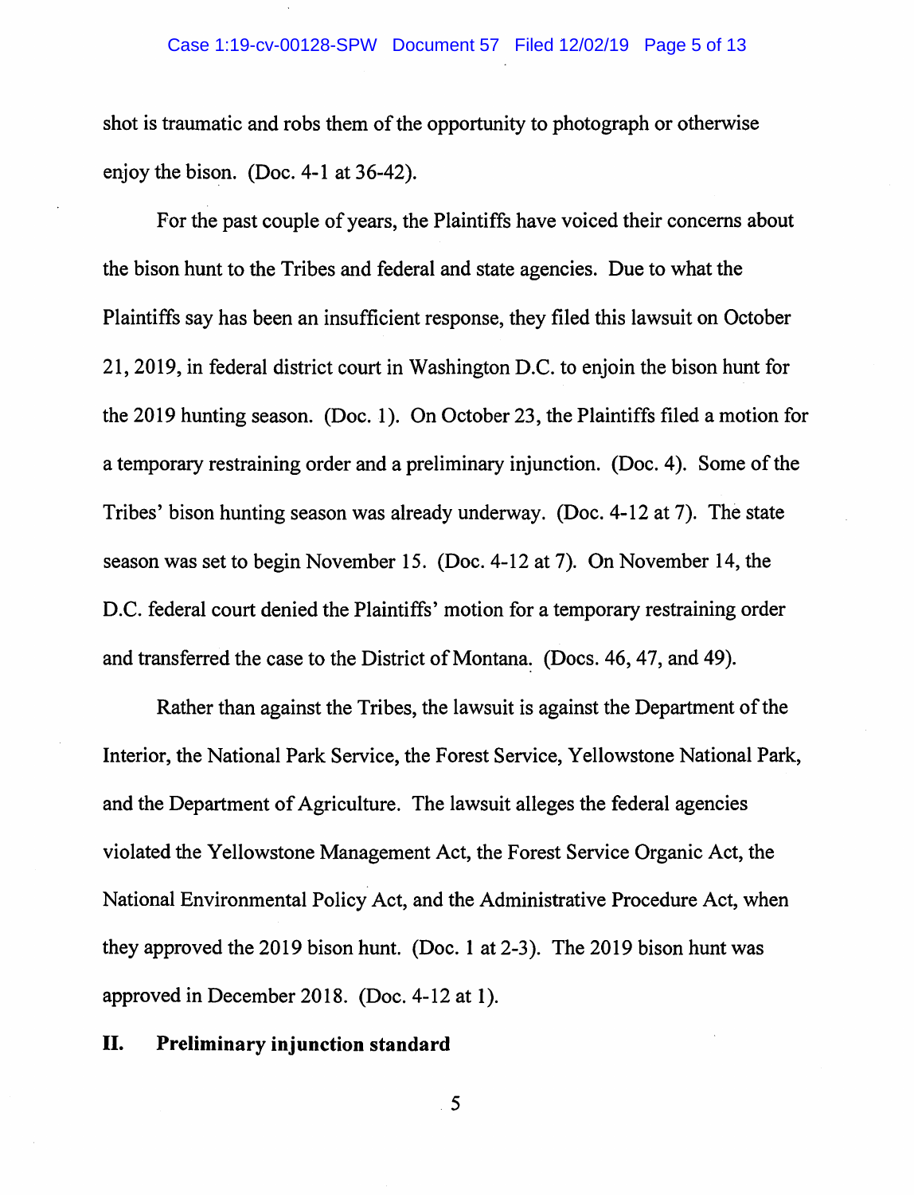shot is traumatic and robs them of the opportunity to photograph or otherwise enjoy the bison. (Doc. 4-1 at 36-42).

For the past couple of years, the Plaintiffs have voiced their concerns about the bison hunt to the Tribes and federal and state agencies. Due to what the Plaintiffs say has been an insufficient response, they filed this lawsuit on October 21, 2019, in federal district court in Washington D.C. to enjoin the bison hunt for the 2019 hunting season. (Doc. 1). On October 23, the Plaintiffs filed a motion for a temporary restraining order and a preliminary injunction. (Doc. 4). Some of the Tribes' bison hunting season was already underway. (Doc. 4-12 at 7). The state season was set to begin November 15. (Doc. 4-12 at 7). On November 14, the D.C. federal court denied the Plaintiffs' motion for a temporary restraining order and transferred the case to the District of Montana. (Docs. 46, 47, and 49).

Rather than against the Tribes, the lawsuit is against the Department of the Interior, the National Park Service, the Forest Service, Yellowstone National Park, and the Department of Agriculture. The lawsuit alleges the federal agencies violated the Yellowstone Management Act, the Forest Service Organic Act, the National Environmental Policy Act, and the Administrative Procedure Act, when they approved the 2019 bison hunt. (Doc. 1 at 2-3). The 2019 bison hunt was approved in December 2018. (Doc. 4-12 at 1).

## II. Preliminary injunction standard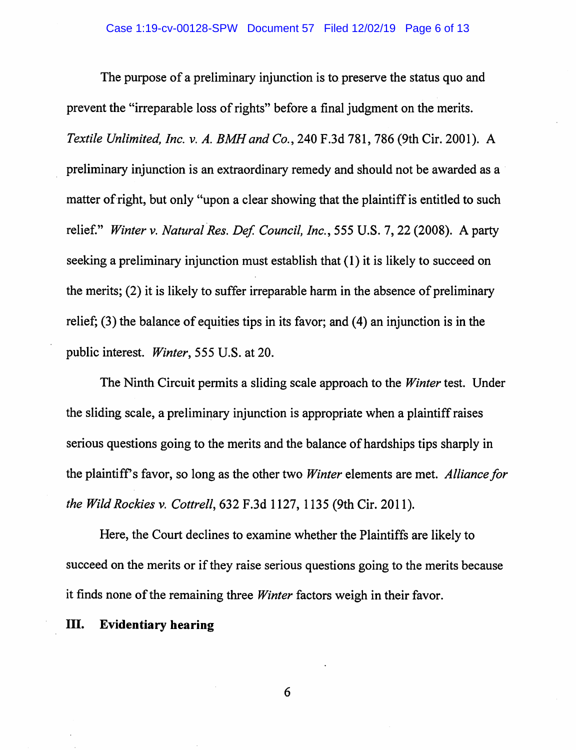The purpose of a preliminary injunction is to preserve the status quo and prevent the "irreparable loss of rights" before a final judgment on the merits. *Textile Unlimited, Inc. v. A. BMH and Co.*, 240 F.3d 781, 786 (9th Cir. 2001). A preliminary injunction is an extraordinary remedy and should not be awarded as a matter of right, but only "upon a clear showing that the plaintiff is entitled to such relief." *Winter v. Natural Res. Def. Council, Inc.*, 555 U.S. 7, 22 (2008). A party seeking a preliminary injunction must establish that (1) it is likely to succeed on the merits; (2) it is likely to suffer irreparable harm in the absence of preliminary relief; (3) the balance of equities tips in its favor; and (4) an injunction is in the public interest. *Winter*, 555 U.S. at 20.

The Ninth Circuit permits a sliding scale approach to the *Winter* test. Under the sliding scale, a preliminary injunction is appropriate when a plaintiff raises serious questions going to the merits and the balance of hardships tips sharply in the plaintiff's favor, so long as the other two *Winter* elements are met. *Alliance for the Wild Rockies v. Cottrell*, 632 F.3d 1127, 1135 (9th Cir. 2011).

Here, the Court declines to examine whether the Plaintiffs are likely to succeed on the merits or if they raise serious questions going to the merits because it finds none of the remaining three *Winter* factors weigh in their favor.

## III. Evidentiary hearing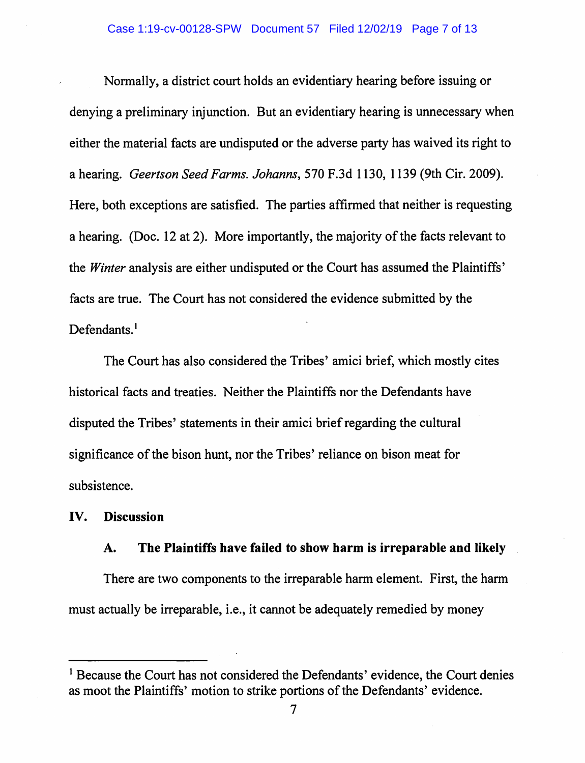Normally, a district court holds an evidentiary hearing before issuing or denying a preliminary injunction. But an evidentiary hearing is unnecessary when either the material facts are undisputed or the adverse party has waived its right to a hearing. *Geertson Seed Farms. Johanns*, 570 F.3d 1130, 1139 (9th Cir. 2009). Here, both exceptions are satisfied. The parties affirmed that neither is requesting a hearing. (Doc. 12 at 2). More importantly, the majority of the facts relevant to the *Winter* analysis are either undisputed or the Court has assumed the Plaintiffs' facts are true. The Court has not considered the evidence submitted by the Defendants.[1]

The Court has also considered the Tribes' amici brief, which mostly cites historical facts and treaties. Neither the Plaintiffs nor the Defendants have disputed the Tribes' statements in their amici brief regarding the cultural significance of the bison hunt, nor the Tribes' reliance on bison meat for subsistence.

## IV. Discussion

### A. The Plaintiffs have failed to show harm is irreparable and likely

There are two components to the irreparable harm element. First, the harm must actually be irreparable, i.e., it cannot be adequately remedied by money

---

[1] Because the Court has not considered the Defendants' evidence, the Court denies as moot the Plaintiffs' motion to strike portions of the Defendants' evidence.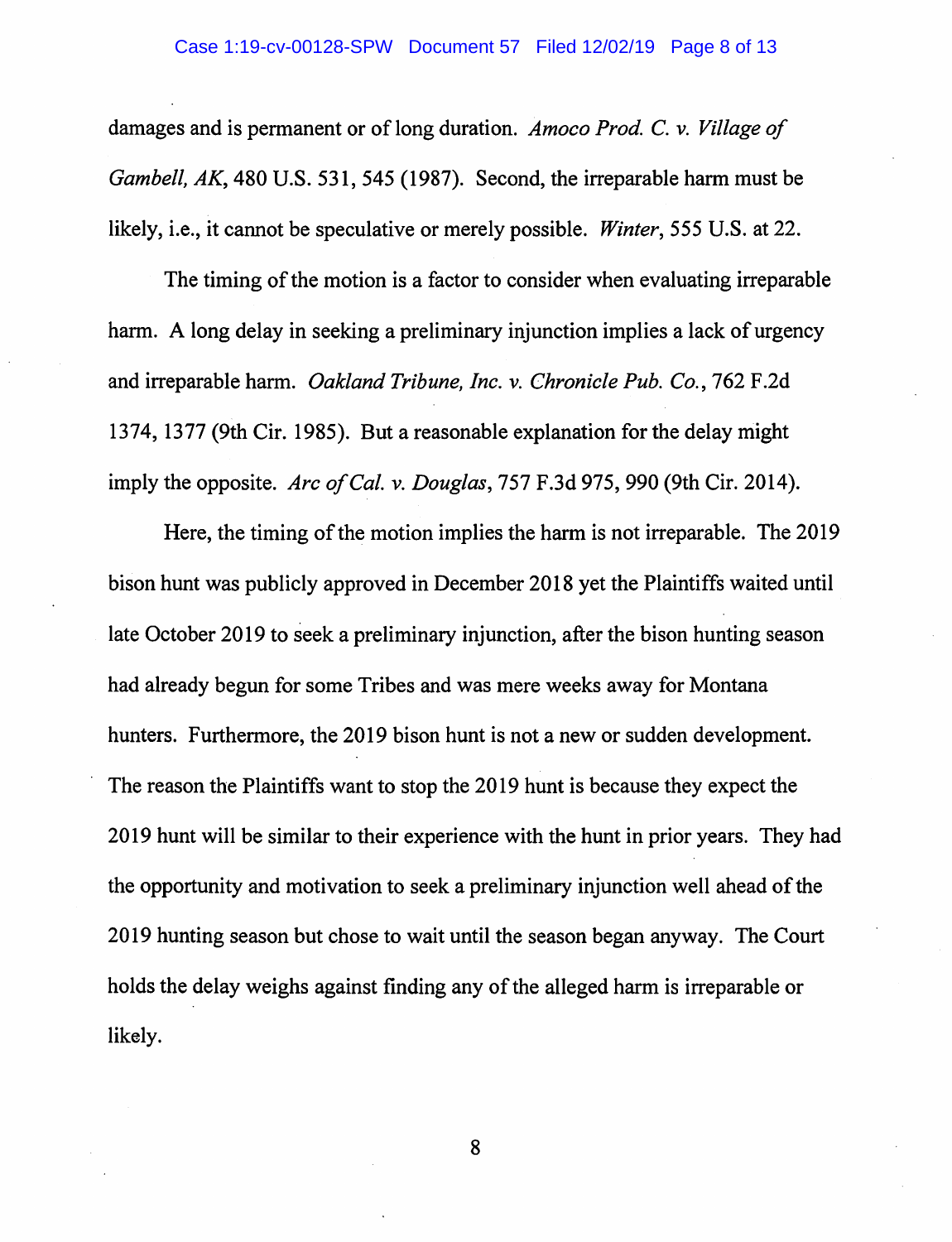damages and is permanent or of long duration. *Amoco Prod. C. v. Village of Gambell, AK*, 480 U.S. 531, 545 (1987). Second, the irreparable harm must be likely, i.e., it cannot be speculative or merely possible. *Winter*, 555 U.S. at 22.

The timing of the motion is a factor to consider when evaluating irreparable harm. A long delay in seeking a preliminary injunction implies a lack of urgency and irreparable harm. *Oakland Tribune, Inc. v. Chronicle Pub. Co.*, 762 F.2d 1374, 1377 (9th Cir. 1985). But a reasonable explanation for the delay might imply the opposite. *Arc of Cal. v. Douglas*, 757 F.3d 975, 990 (9th Cir. 2014).

Here, the timing of the motion implies the harm is not irreparable. The 2019 bison hunt was publicly approved in December 2018 yet the Plaintiffs waited until late October 2019 to seek a preliminary injunction, after the bison hunting season had already begun for some Tribes and was mere weeks away for Montana hunters. Furthermore, the 2019 bison hunt is not a new or sudden development. The reason the Plaintiffs want to stop the 2019 hunt is because they expect the 2019 hunt will be similar to their experience with the hunt in prior years. They had the opportunity and motivation to seek a preliminary injunction well ahead of the 2019 hunting season but chose to wait until the season began anyway. The Court holds the delay weighs against finding any of the alleged harm is irreparable or likely.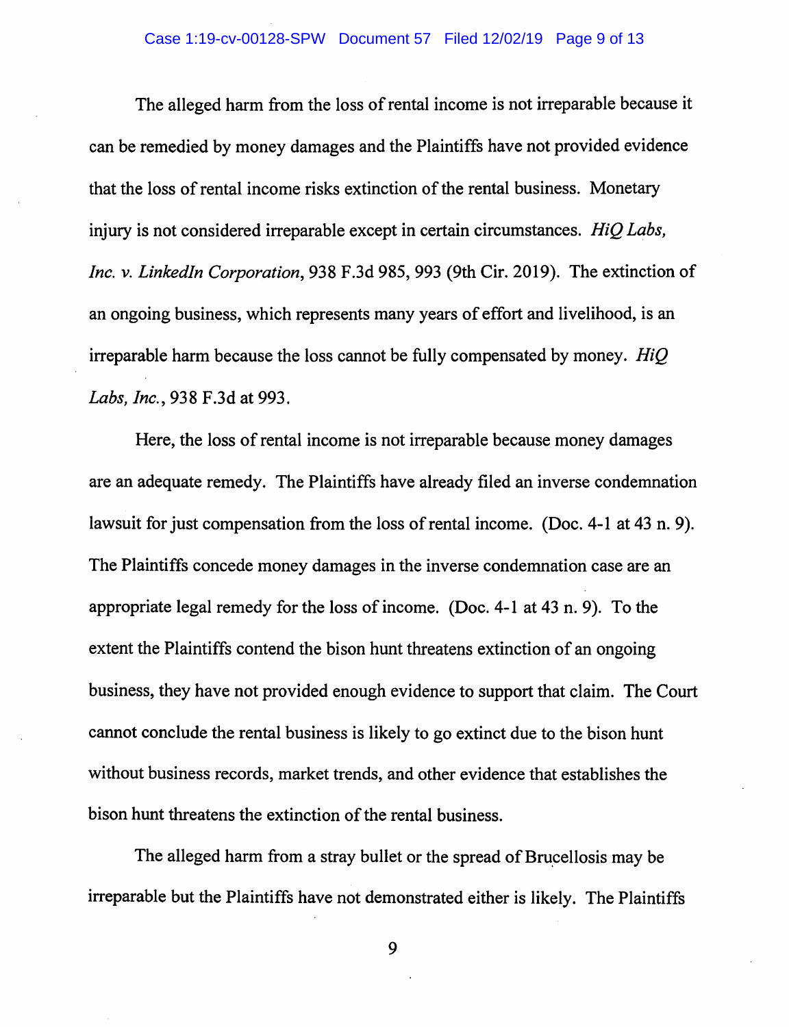The alleged harm from the loss of rental income is not irreparable because it can be remedied by money damages and the Plaintiffs have not provided evidence that the loss of rental income risks extinction of the rental business. Monetary injury is not considered irreparable except in certain circumstances. *HiQ Labs, Inc. v. LinkedIn Corporation*, 938 F.3d 985, 993 (9th Cir. 2019). The extinction of an ongoing business, which represents many years of effort and livelihood, is an irreparable harm because the loss cannot be fully compensated by money. *HiQ Labs, Inc.*, 938 F.3d at 993.

Here, the loss of rental income is not irreparable because money damages are an adequate remedy. The Plaintiffs have already filed an inverse condemnation lawsuit for just compensation from the loss of rental income. (Doc. 4-1 at 43 n. 9). The Plaintiffs concede money damages in the inverse condemnation case are an appropriate legal remedy for the loss of income. (Doc. 4-1 at 43 n. 9). To the extent the Plaintiffs contend the bison hunt threatens extinction of an ongoing business, they have not provided enough evidence to support that claim. The Court cannot conclude the rental business is likely to go extinct due to the bison hunt without business records, market trends, and other evidence that establishes the bison hunt threatens the extinction of the rental business.

The alleged harm from a stray bullet or the spread of Brucellosis may be irreparable but the Plaintiffs have not demonstrated either is likely. The Plaintiffs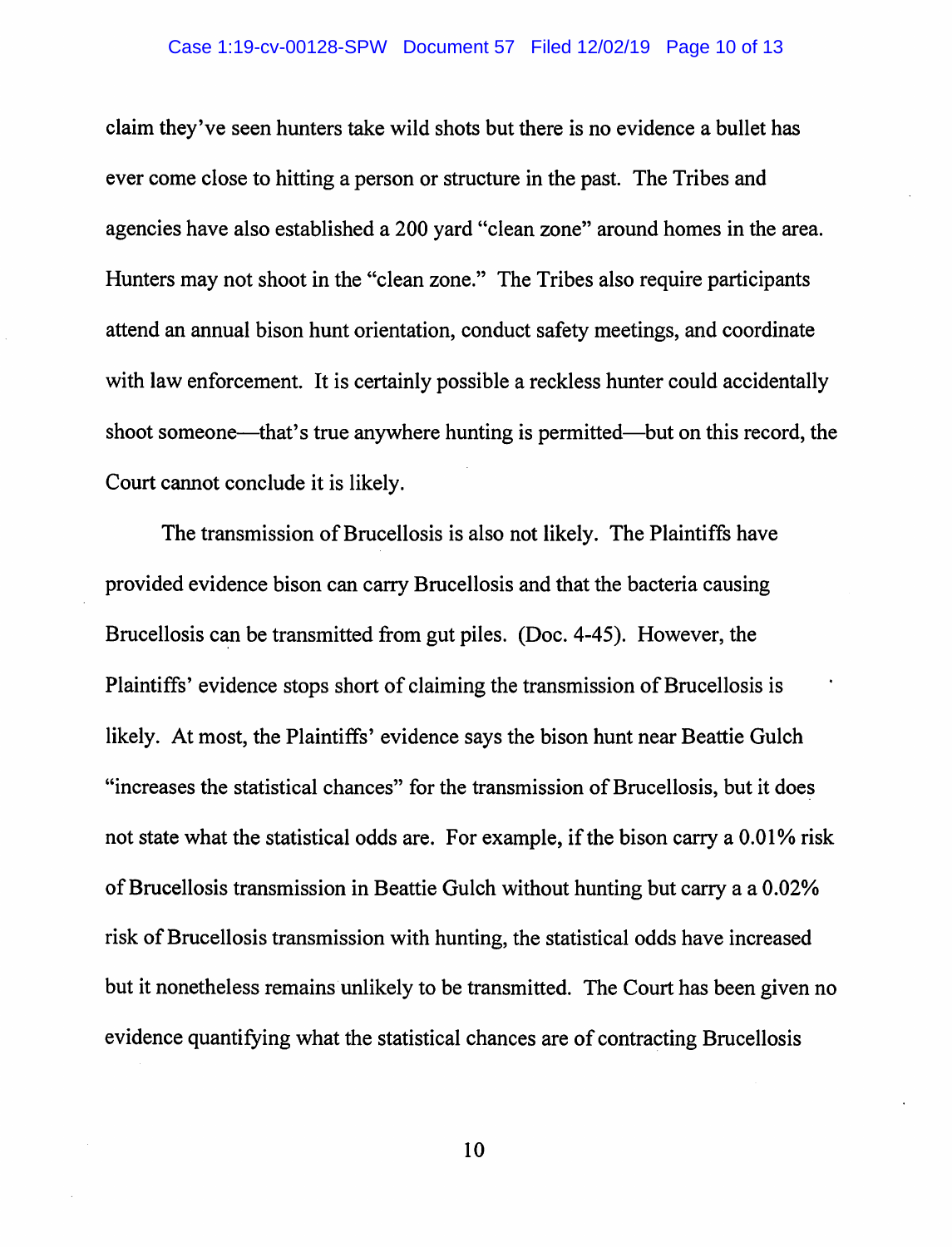claim they've seen hunters take wild shots but there is no evidence a bullet has ever come close to hitting a person or structure in the past. The Tribes and agencies have also established a 200 yard "clean zone" around homes in the area. Hunters may not shoot in the "clean zone." The Tribes also require participants attend an annual bison hunt orientation, conduct safety meetings, and coordinate with law enforcement. It is certainly possible a reckless hunter could accidentally shoot someone—that's true anywhere hunting is permitted—but on this record, the Court cannot conclude it is likely.

The transmission of Brucellosis is also not likely. The Plaintiffs have provided evidence bison can carry Brucellosis and that the bacteria causing Brucellosis can be transmitted from gut piles. (Doc. 4-45). However, the Plaintiffs' evidence stops short of claiming the transmission of Brucellosis is likely. At most, the Plaintiffs' evidence says the bison hunt near Beattie Gulch "increases the statistical chances" for the transmission of Brucellosis, but it does not state what the statistical odds are. For example, if the bison carry a 0.01% risk of Brucellosis transmission in Beattie Gulch without hunting but carry a a 0.02% risk of Brucellosis transmission with hunting, the statistical odds have increased but it nonetheless remains unlikely to be transmitted. The Court has been given no evidence quantifying what the statistical chances are of contracting Brucellosis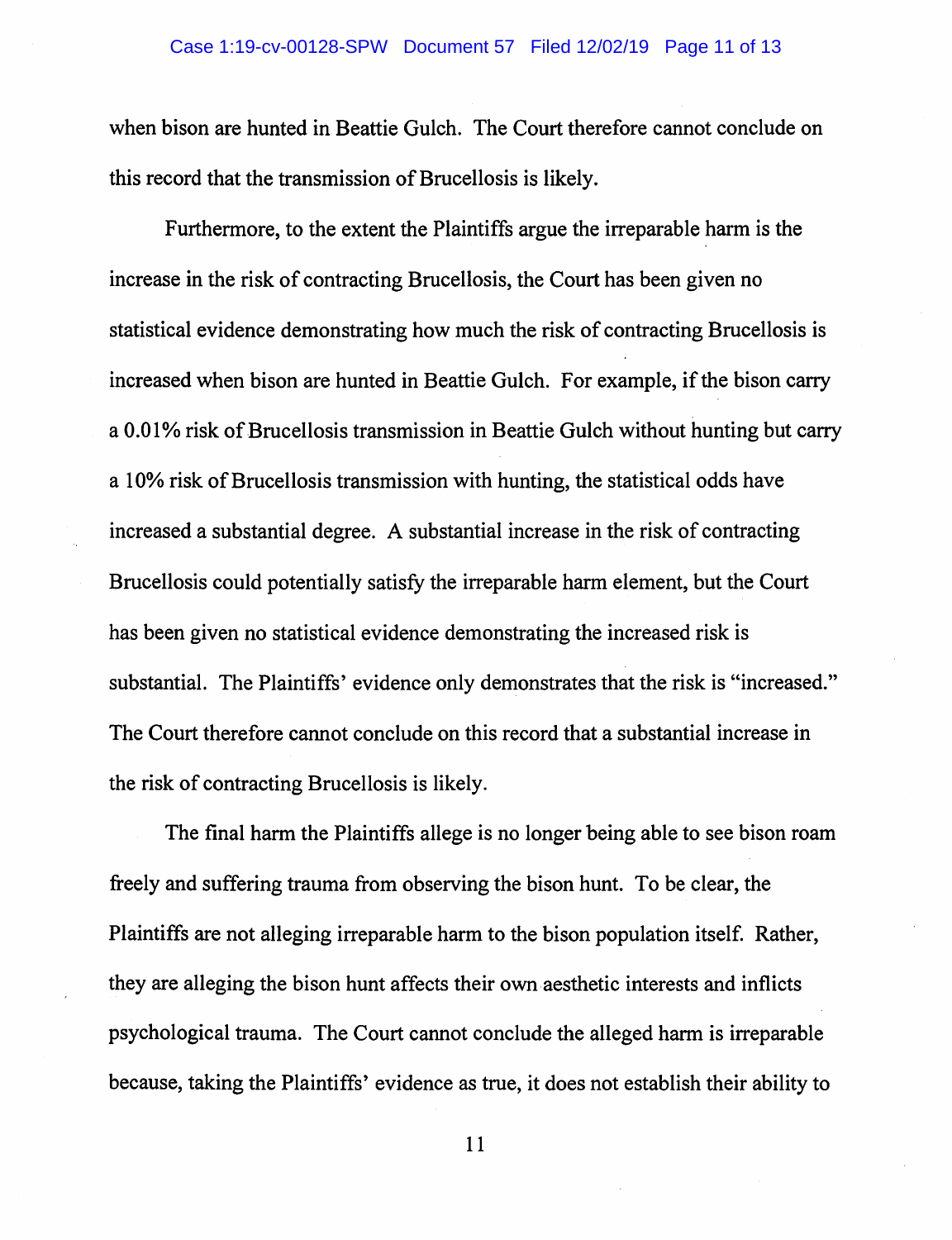when bison are hunted in Beattie Gulch. The Court therefore cannot conclude on this record that the transmission of Brucellosis is likely.

Furthermore, to the extent the Plaintiffs argue the irreparable harm is the increase in the risk of contracting Brucellosis, the Court has been given no statistical evidence demonstrating how much the risk of contracting Brucellosis is increased when bison are hunted in Beattie Gulch. For example, if the bison carry a 0.01% risk of Brucellosis transmission in Beattie Gulch without hunting but carry a 10% risk of Brucellosis transmission with hunting, the statistical odds have increased a substantial degree. A substantial increase in the risk of contracting Brucellosis could potentially satisfy the irreparable harm element, but the Court has been given no statistical evidence demonstrating the increased risk is substantial. The Plaintiffs' evidence only demonstrates that the risk is "increased." The Court therefore cannot conclude on this record that a substantial increase in the risk of contracting Brucellosis is likely.

The final harm the Plaintiffs allege is no longer being able to see bison roam freely and suffering trauma from observing the bison hunt. To be clear, the Plaintiffs are not alleging irreparable harm to the bison population itself. Rather, they are alleging the bison hunt affects their own aesthetic interests and inflicts psychological trauma. The Court cannot conclude the alleged harm is irreparable because, taking the Plaintiffs' evidence as true, it does not establish their ability to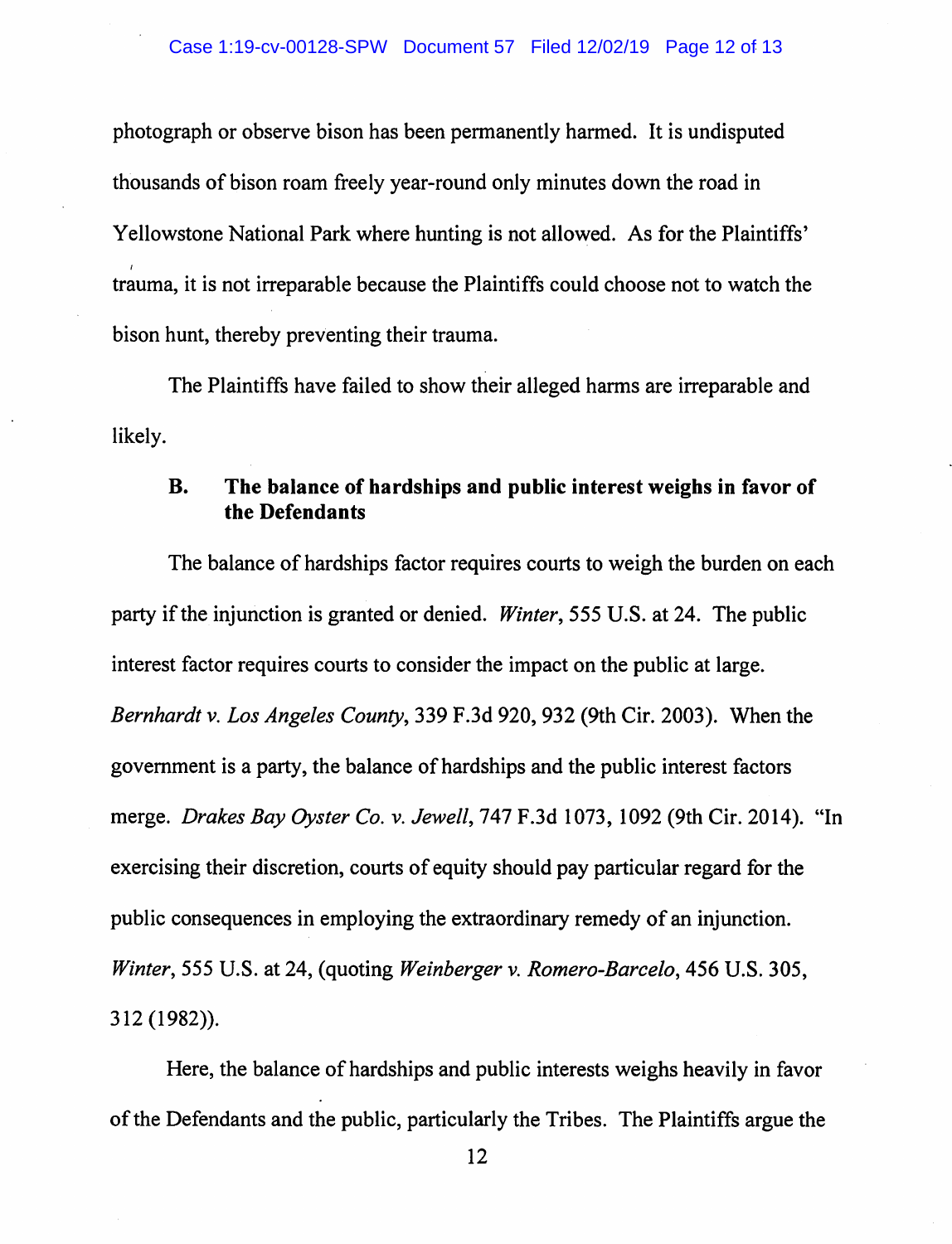photograph or observe bison has been permanently harmed. It is undisputed thousands of bison roam freely year-round only minutes down the road in Yellowstone National Park where hunting is not allowed. As for the Plaintiffs' trauma, it is not irreparable because the Plaintiffs could choose not to watch the bison hunt, thereby preventing their trauma.

The Plaintiffs have failed to show their alleged harms are irreparable and likely.

### B. The balance of hardships and public interest weighs in favor of the Defendants

The balance of hardships factor requires courts to weigh the burden on each party if the injunction is granted or denied. *Winter*, 555 U.S. at 24. The public interest factor requires courts to consider the impact on the public at large. *Bernhardt v. Los Angeles County*, 339 F.3d 920, 932 (9th Cir. 2003). When the government is a party, the balance of hardships and the public interest factors merge. *Drakes Bay Oyster Co. v. Jewell*, 747 F.3d 1073, 1092 (9th Cir. 2014). "In exercising their discretion, courts of equity should pay particular regard for the public consequences in employing the extraordinary remedy of an injunction. *Winter*, 555 U.S. at 24, (quoting *Weinberger v. Romero-Barcelo*, 456 U.S. 305, 312 (1982)).

Here, the balance of hardships and public interests weighs heavily in favor of the Defendants and the public, particularly the Tribes. The Plaintiffs argue the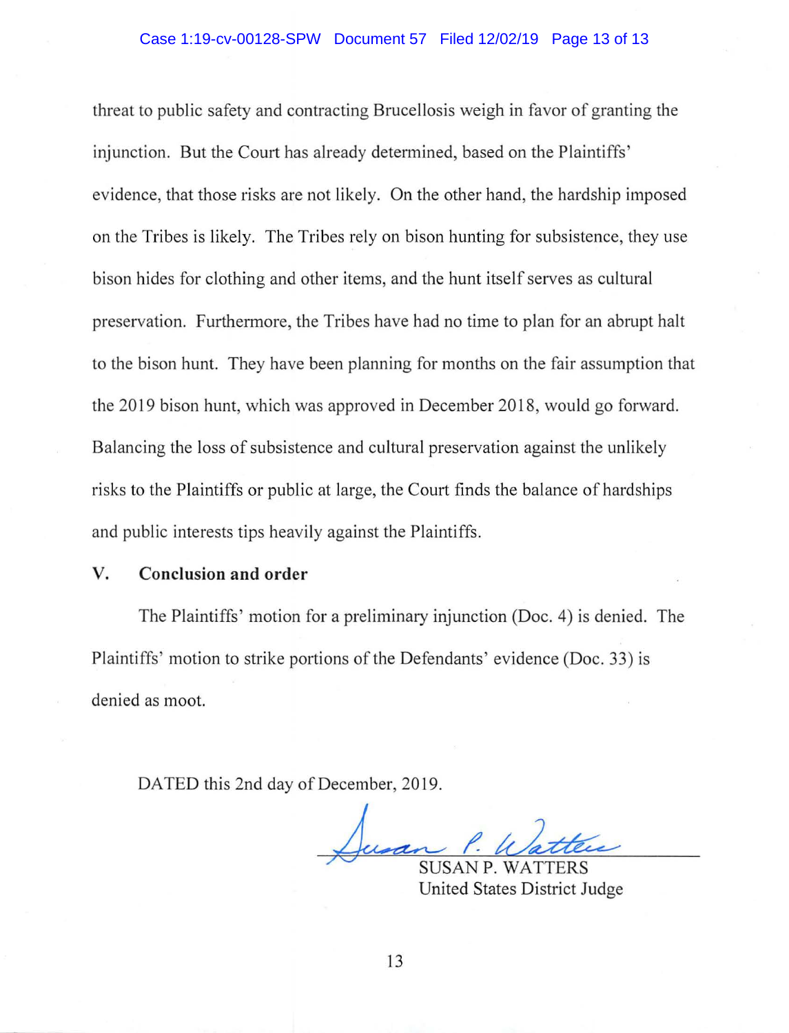threat to public safety and contracting Brucellosis weigh in favor of granting the injunction. But the Court has already determined, based on the Plaintiffs' evidence, that those risks are not likely. On the other hand, the hardship imposed on the Tribes is likely. The Tribes rely on bison hunting for subsistence, they use bison hides for clothing and other items, and the hunt itself serves as cultural preservation. Furthermore, the Tribes have had no time to plan for an abrupt halt to the bison hunt. They have been planning for months on the fair assumption that the 2019 bison hunt, which was approved in December 2018, would go forward. Balancing the loss of subsistence and cultural preservation against the unlikely risks to the Plaintiffs or public at large, the Court finds the balance of hardships and public interests tips heavily against the Plaintiffs.

## V. Conclusion and order

The Plaintiffs' motion for a preliminary injunction (Doc. 4) is denied. The Plaintiffs' motion to strike portions of the Defendants' evidence (Doc. 33) is denied as moot.

DATED this 2nd day of December, 2019.

Susan P. Watters

SUSAN P. WATTERS
United States District Judge